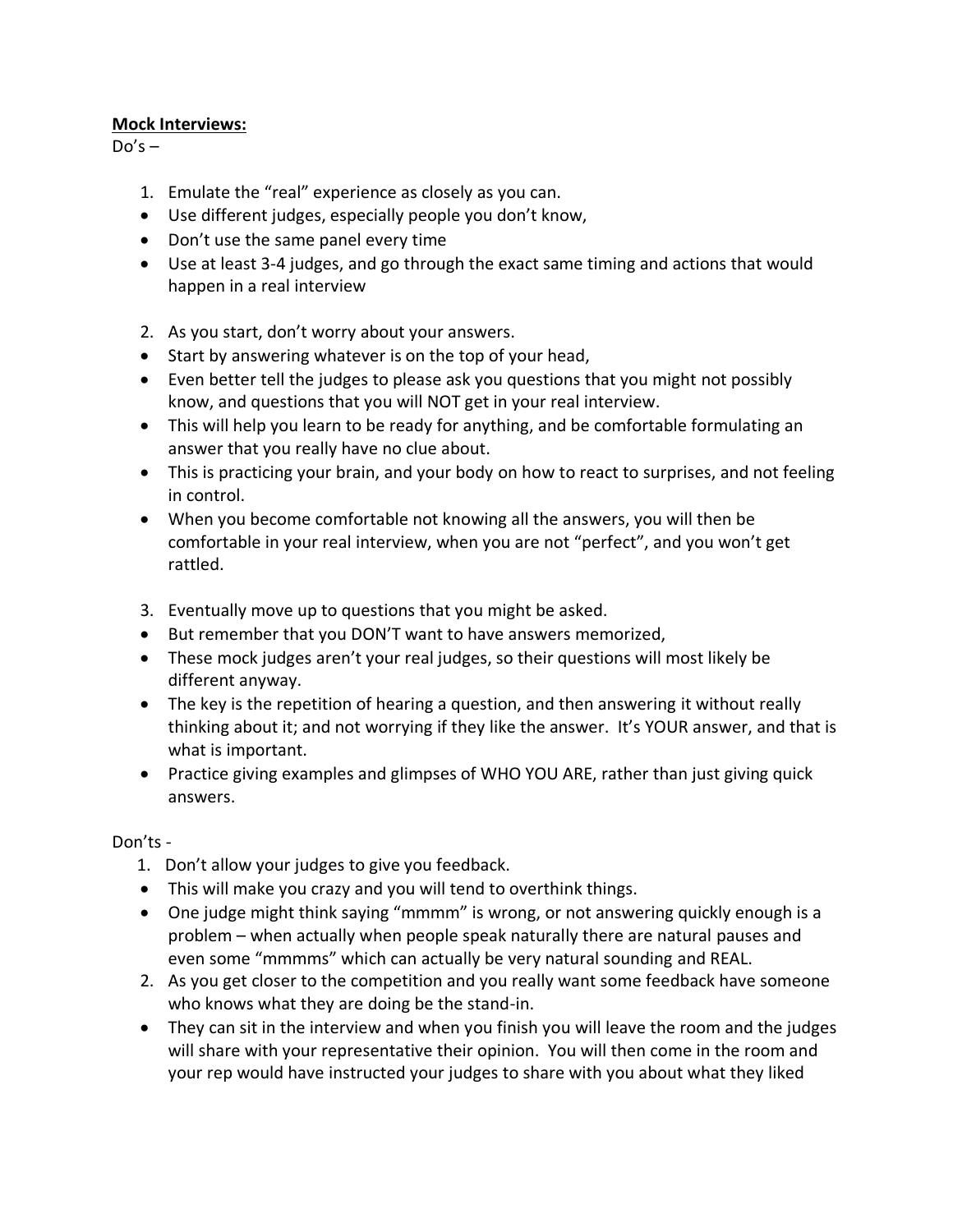**Mock Interviews:**

Do's –

1. Emulate the "real" experience as closely as you can.

- Use different judges, especially people you don't know,
- Don't use the same panel every time
- Use at least 3-4 judges, and go through the exact same timing and actions that would happen in a real interview

2. As you start, don't worry about your answers.

- Start by answering whatever is on the top of your head,
- Even better tell the judges to please ask you questions that you might not possibly know, and questions that you will NOT get in your real interview.
- This will help you learn to be ready for anything, and be comfortable formulating an answer that you really have no clue about.
- This is practicing your brain, and your body on how to react to surprises, and not feeling in control.
- When you become comfortable not knowing all the answers, you will then be comfortable in your real interview, when you are not "perfect", and you won't get rattled.

3. Eventually move up to questions that you might be asked.

- But remember that you DON'T want to have answers memorized,
- These mock judges aren't your real judges, so their questions will most likely be different anyway.
- The key is the repetition of hearing a question, and then answering it without really thinking about it; and not worrying if they like the answer. It's YOUR answer, and that is what is important.
- Practice giving examples and glimpses of WHO YOU ARE, rather than just giving quick answers.

Don'ts -

1. Don't allow your judges to give you feedback.

- This will make you crazy and you will tend to overthink things.
- One judge might think saying "mmmm" is wrong, or not answering quickly enough is a problem – when actually when people speak naturally there are natural pauses and even some "mmmms" which can actually be very natural sounding and REAL.

2. As you get closer to the competition and you really want some feedback have someone who knows what they are doing be the stand-in.

- They can sit in the interview and when you finish you will leave the room and the judges will share with your representative their opinion. You will then come in the room and your rep would have instructed your judges to share with you about what they liked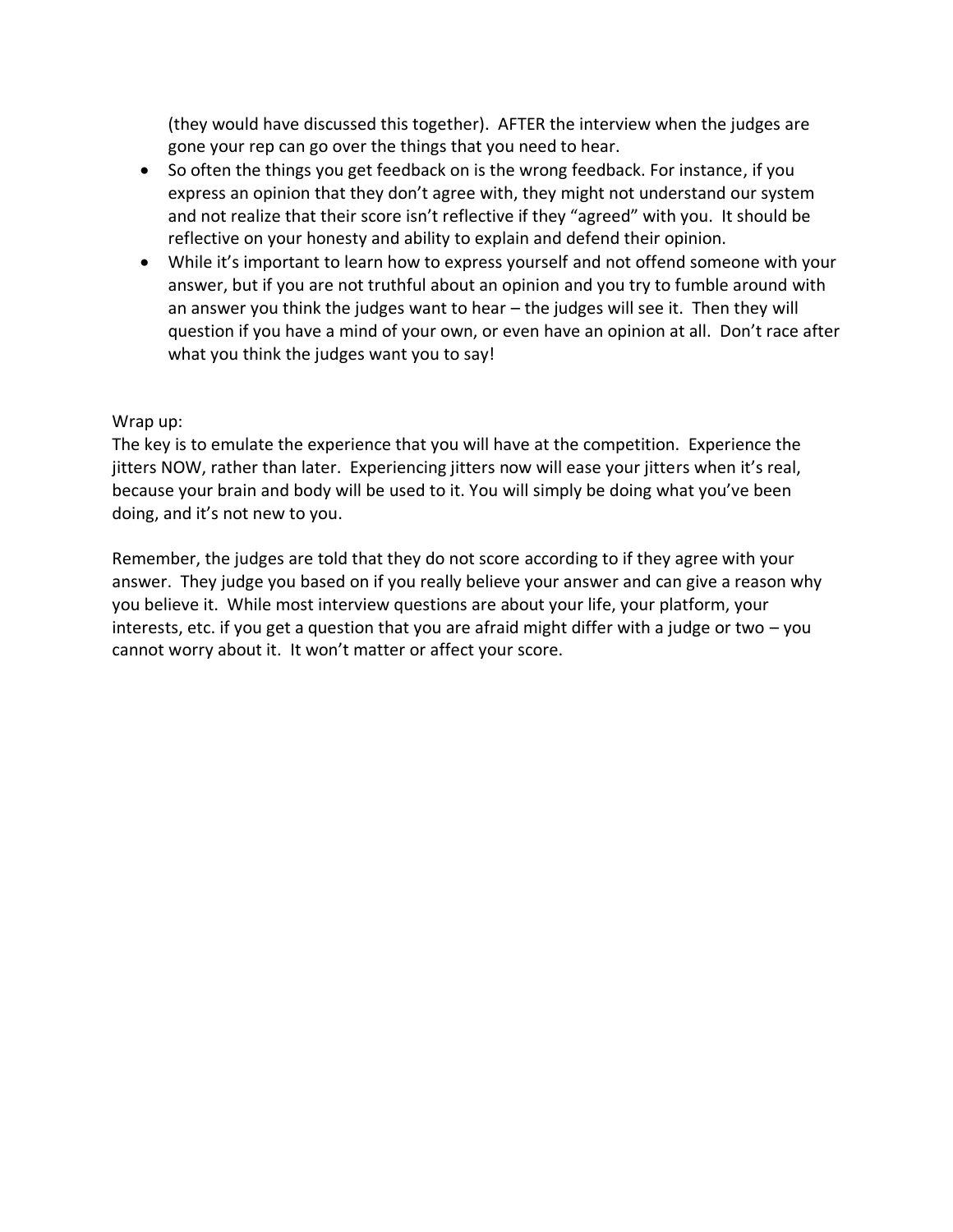(they would have discussed this together). AFTER the interview when the judges are gone your rep can go over the things that you need to hear.

- So often the things you get feedback on is the wrong feedback. For instance, if you express an opinion that they don't agree with, they might not understand our system and not realize that their score isn't reflective if they "agreed" with you. It should be reflective on your honesty and ability to explain and defend their opinion.
- While it's important to learn how to express yourself and not offend someone with your answer, but if you are not truthful about an opinion and you try to fumble around with an answer you think the judges want to hear – the judges will see it. Then they will question if you have a mind of your own, or even have an opinion at all. Don't race after what you think the judges want you to say!

Wrap up:

The key is to emulate the experience that you will have at the competition. Experience the jitters NOW, rather than later. Experiencing jitters now will ease your jitters when it's real, because your brain and body will be used to it. You will simply be doing what you've been doing, and it's not new to you.

Remember, the judges are told that they do not score according to if they agree with your answer. They judge you based on if you really believe your answer and can give a reason why you believe it. While most interview questions are about your life, your platform, your interests, etc. if you get a question that you are afraid might differ with a judge or two – you cannot worry about it. It won't matter or affect your score.